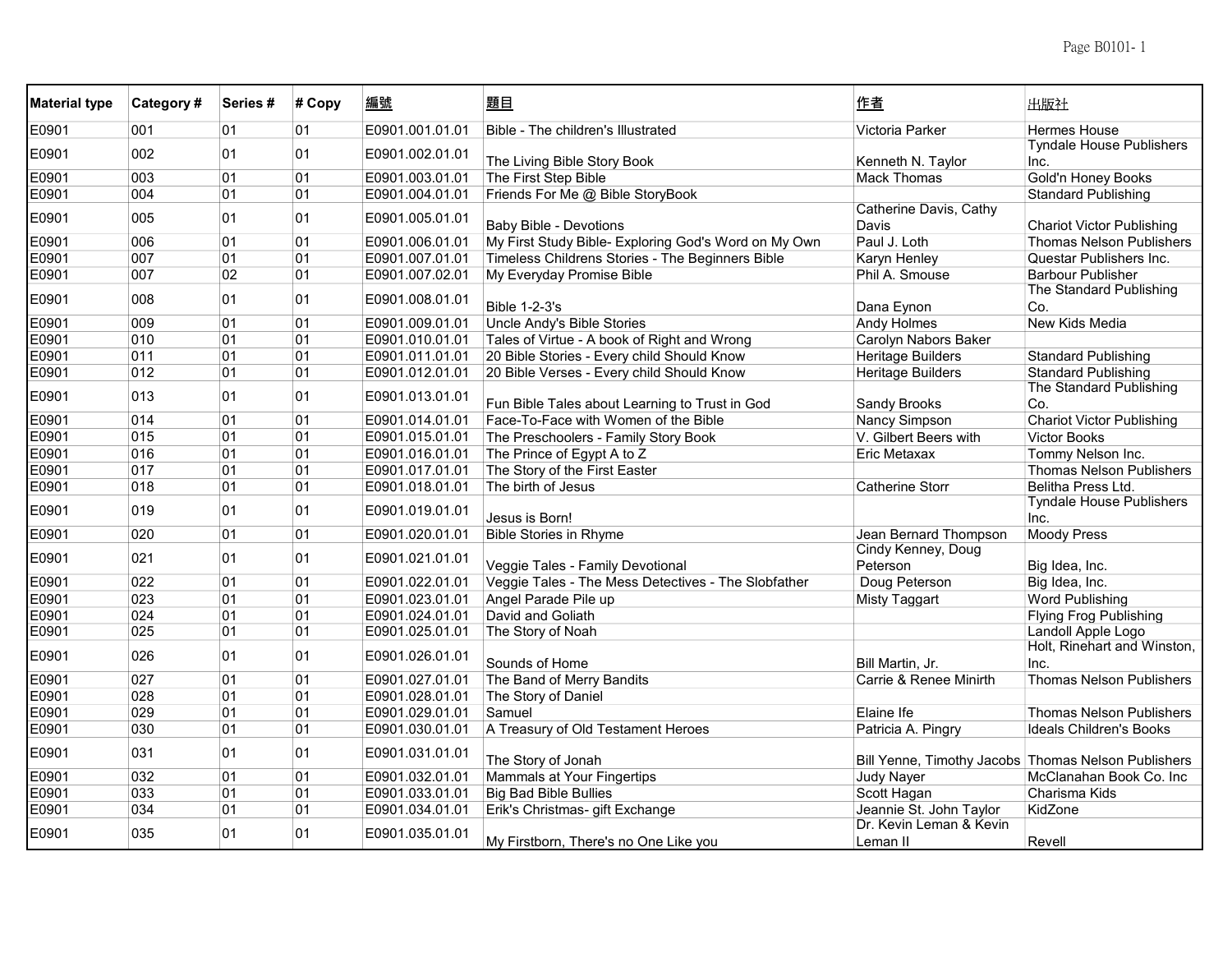| Material type | Category # | Series # | # Copy | 編號 | 題目 | 作者 | 出版社 |
|---|---|---|---|---|---|---|---|
| E0901 | 001 | 01 | 01 | E0901.001.01.01 | Bible - The children's Illustrated | Victoria Parker | Hermes House |
| E0901 | 002 | 01 | 01 | E0901.002.01.01 | The Living Bible Story Book | Kenneth N. Taylor | Tyndale House Publishers Inc. |
| E0901 | 003 | 01 | 01 | E0901.003.01.01 | The First Step Bible | Mack Thomas | Gold'n Honey Books |
| E0901 | 004 | 01 | 01 | E0901.004.01.01 | Friends For Me @ Bible StoryBook | | Standard Publishing |
| E0901 | 005 | 01 | 01 | E0901.005.01.01 | Baby Bible - Devotions | Catherine Davis, Cathy Davis | Chariot Victor Publishing |
| E0901 | 006 | 01 | 01 | E0901.006.01.01 | My First Study Bible- Exploring God's Word on My Own | Paul J. Loth | Thomas Nelson Publishers |
| E0901 | 007 | 01 | 01 | E0901.007.01.01 | Timeless Childrens Stories - The Beginners Bible | Karyn Henley | Questar Publishers Inc. |
| E0901 | 007 | 02 | 01 | E0901.007.02.01 | My Everyday Promise Bible | Phil A. Smouse | Barbour Publisher |
| E0901 | 008 | 01 | 01 | E0901.008.01.01 | Bible 1-2-3's | Dana Eynon | The Standard Publishing Co. |
| E0901 | 009 | 01 | 01 | E0901.009.01.01 | Uncle Andy's Bible Stories | Andy Holmes | New Kids Media |
| E0901 | 010 | 01 | 01 | E0901.010.01.01 | Tales of Virtue - A book of Right and Wrong | Carolyn Nabors Baker | |
| E0901 | 011 | 01 | 01 | E0901.011.01.01 | 20 Bible Stories - Every child Should Know | Heritage Builders | Standard Publishing |
| E0901 | 012 | 01 | 01 | E0901.012.01.01 | 20 Bible Verses - Every child Should Know | Heritage Builders | Standard Publishing |
| E0901 | 013 | 01 | 01 | E0901.013.01.01 | Fun Bible Tales about Learning to Trust in God | Sandy Brooks | The Standard Publishing Co. |
| E0901 | 014 | 01 | 01 | E0901.014.01.01 | Face-To-Face with Women of the Bible | Nancy Simpson | Chariot Victor Publishing |
| E0901 | 015 | 01 | 01 | E0901.015.01.01 | The Preschoolers - Family Story Book | V. Gilbert Beers with | Victor Books |
| E0901 | 016 | 01 | 01 | E0901.016.01.01 | The Prince of Egypt A to Z | Eric Metaxax | Tommy Nelson Inc. |
| E0901 | 017 | 01 | 01 | E0901.017.01.01 | The Story of the First Easter | | Thomas Nelson Publishers |
| E0901 | 018 | 01 | 01 | E0901.018.01.01 | The birth of Jesus | Catherine Storr | Belitha Press Ltd. |
| E0901 | 019 | 01 | 01 | E0901.019.01.01 | Jesus is Born! | | Tyndale House Publishers Inc. |
| E0901 | 020 | 01 | 01 | E0901.020.01.01 | Bible Stories in Rhyme | Jean Bernard Thompson | Moody Press |
| E0901 | 021 | 01 | 01 | E0901.021.01.01 | Veggie Tales - Family Devotional | Cindy Kenney, Doug Peterson | Big Idea, Inc. |
| E0901 | 022 | 01 | 01 | E0901.022.01.01 | Veggie Tales - The Mess Detectives - The Slobfather | Doug Peterson | Big Idea, Inc. |
| E0901 | 023 | 01 | 01 | E0901.023.01.01 | Angel Parade Pile up | Misty Taggart | Word Publishing |
| E0901 | 024 | 01 | 01 | E0901.024.01.01 | David and Goliath | | Flying Frog Publishing |
| E0901 | 025 | 01 | 01 | E0901.025.01.01 | The Story of Noah | | Landoll Apple Logo |
| E0901 | 026 | 01 | 01 | E0901.026.01.01 | Sounds of Home | Bill Martin, Jr. | Holt, Rinehart and Winston, Inc. |
| E0901 | 027 | 01 | 01 | E0901.027.01.01 | The Band of Merry Bandits | Carrie & Renee Minirth | Thomas Nelson Publishers |
| E0901 | 028 | 01 | 01 | E0901.028.01.01 | The Story of Daniel | | |
| E0901 | 029 | 01 | 01 | E0901.029.01.01 | Samuel | Elaine Ife | Thomas Nelson Publishers |
| E0901 | 030 | 01 | 01 | E0901.030.01.01 | A Treasury of Old Testament Heroes | Patricia A. Pingry | Ideals Children's Books |
| E0901 | 031 | 01 | 01 | E0901.031.01.01 | The Story of Jonah | Bill Yenne, Timothy Jacobs | Thomas Nelson Publishers |
| E0901 | 032 | 01 | 01 | E0901.032.01.01 | Mammals at Your Fingertips | Judy Nayer | McClanahan Book Co. Inc |
| E0901 | 033 | 01 | 01 | E0901.033.01.01 | Big Bad Bible Bullies | Scott Hagan | Charisma Kids |
| E0901 | 034 | 01 | 01 | E0901.034.01.01 | Erik's Christmas- gift Exchange | Jeannie St. John Taylor | KidZone |
| E0901 | 035 | 01 | 01 | E0901.035.01.01 | My Firstborn, There's no One Like you | Dr. Kevin Leman & Kevin Leman II | Revell |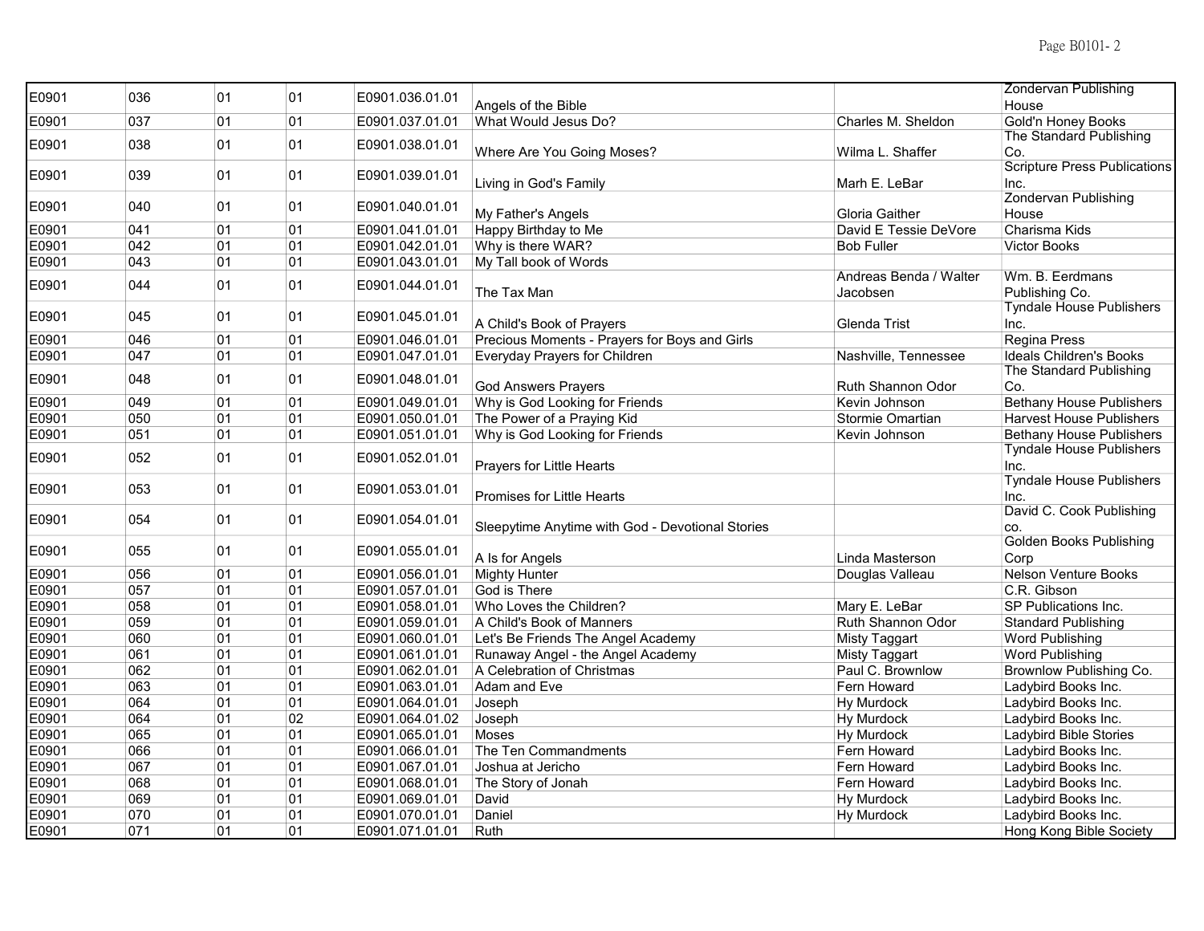| E0901 | 036 | 01 | 01 | E0901.036.01.01 | Angels of the Bible | | Zondervan Publishing House |
|---|---|---|---|---|---|---|---|
| E0901 | 037 | 01 | 01 | E0901.037.01.01 | What Would Jesus Do? | Charles M. Sheldon | Gold'n Honey Books |
| E0901 | 038 | 01 | 01 | E0901.038.01.01 | Where Are You Going Moses? | Wilma L. Shaffer | The Standard Publishing Co. |
| E0901 | 039 | 01 | 01 | E0901.039.01.01 | Living in God's Family | Marh E. LeBar | Scripture Press Publications Inc. |
| E0901 | 040 | 01 | 01 | E0901.040.01.01 | My Father's Angels | Gloria Gaither | Zondervan Publishing House |
| E0901 | 041 | 01 | 01 | E0901.041.01.01 | Happy Birthday to Me | David E Tessie DeVore | Charisma Kids |
| E0901 | 042 | 01 | 01 | E0901.042.01.01 | Why is there WAR? | Bob Fuller | Victor Books |
| E0901 | 043 | 01 | 01 | E0901.043.01.01 | My Tall book of Words | | |
| E0901 | 044 | 01 | 01 | E0901.044.01.01 | The Tax Man | Andreas Benda / Walter Jacobsen | Wm. B. Eerdmans Publishing Co. |
| E0901 | 045 | 01 | 01 | E0901.045.01.01 | A Child's Book of Prayers | Glenda Trist | Tyndale House Publishers Inc. |
| E0901 | 046 | 01 | 01 | E0901.046.01.01 | Precious Moments - Prayers for Boys and Girls | | Regina Press |
| E0901 | 047 | 01 | 01 | E0901.047.01.01 | Everyday Prayers for Children | Nashville, Tennessee | Ideals Children's Books |
| E0901 | 048 | 01 | 01 | E0901.048.01.01 | God Answers Prayers | Ruth Shannon Odor | The Standard Publishing Co. |
| E0901 | 049 | 01 | 01 | E0901.049.01.01 | Why is God Looking for Friends | Kevin Johnson | Bethany House Publishers |
| E0901 | 050 | 01 | 01 | E0901.050.01.01 | The Power of a Praying Kid | Stormie Omartian | Harvest House Publishers |
| E0901 | 051 | 01 | 01 | E0901.051.01.01 | Why is God Looking for Friends | Kevin Johnson | Bethany House Publishers |
| E0901 | 052 | 01 | 01 | E0901.052.01.01 | Prayers for Little Hearts | | Tyndale House Publishers Inc. |
| E0901 | 053 | 01 | 01 | E0901.053.01.01 | Promises for Little Hearts | | Tyndale House Publishers Inc. |
| E0901 | 054 | 01 | 01 | E0901.054.01.01 | Sleepytime Anytime with God - Devotional Stories | | David C. Cook Publishing co. |
| E0901 | 055 | 01 | 01 | E0901.055.01.01 | A Is for Angels | Linda Masterson | Golden Books Publishing Corp |
| E0901 | 056 | 01 | 01 | E0901.056.01.01 | Mighty Hunter | Douglas Valleau | Nelson Venture Books |
| E0901 | 057 | 01 | 01 | E0901.057.01.01 | God is There | | C.R. Gibson |
| E0901 | 058 | 01 | 01 | E0901.058.01.01 | Who Loves the Children? | Mary E. LeBar | SP Publications Inc. |
| E0901 | 059 | 01 | 01 | E0901.059.01.01 | A Child's Book of Manners | Ruth Shannon Odor | Standard Publishing |
| E0901 | 060 | 01 | 01 | E0901.060.01.01 | Let's Be Friends The Angel Academy | Misty Taggart | Word Publishing |
| E0901 | 061 | 01 | 01 | E0901.061.01.01 | Runaway Angel - the Angel Academy | Misty Taggart | Word Publishing |
| E0901 | 062 | 01 | 01 | E0901.062.01.01 | A Celebration of Christmas | Paul C. Brownlow | Brownlow Publishing Co. |
| E0901 | 063 | 01 | 01 | E0901.063.01.01 | Adam and Eve | Fern Howard | Ladybird Books Inc. |
| E0901 | 064 | 01 | 01 | E0901.064.01.01 | Joseph | Hy Murdock | Ladybird Books Inc. |
| E0901 | 064 | 01 | 02 | E0901.064.01.02 | Joseph | Hy Murdock | Ladybird Books Inc. |
| E0901 | 065 | 01 | 01 | E0901.065.01.01 | Moses | Hy Murdock | Ladybird Bible Stories |
| E0901 | 066 | 01 | 01 | E0901.066.01.01 | The Ten Commandments | Fern Howard | Ladybird Books Inc. |
| E0901 | 067 | 01 | 01 | E0901.067.01.01 | Joshua at Jericho | Fern Howard | Ladybird Books Inc. |
| E0901 | 068 | 01 | 01 | E0901.068.01.01 | The Story of Jonah | Fern Howard | Ladybird Books Inc. |
| E0901 | 069 | 01 | 01 | E0901.069.01.01 | David | Hy Murdock | Ladybird Books Inc. |
| E0901 | 070 | 01 | 01 | E0901.070.01.01 | Daniel | Hy Murdock | Ladybird Books Inc. |
| E0901 | 071 | 01 | 01 | E0901.071.01.01 | Ruth | | Hong Kong Bible Society |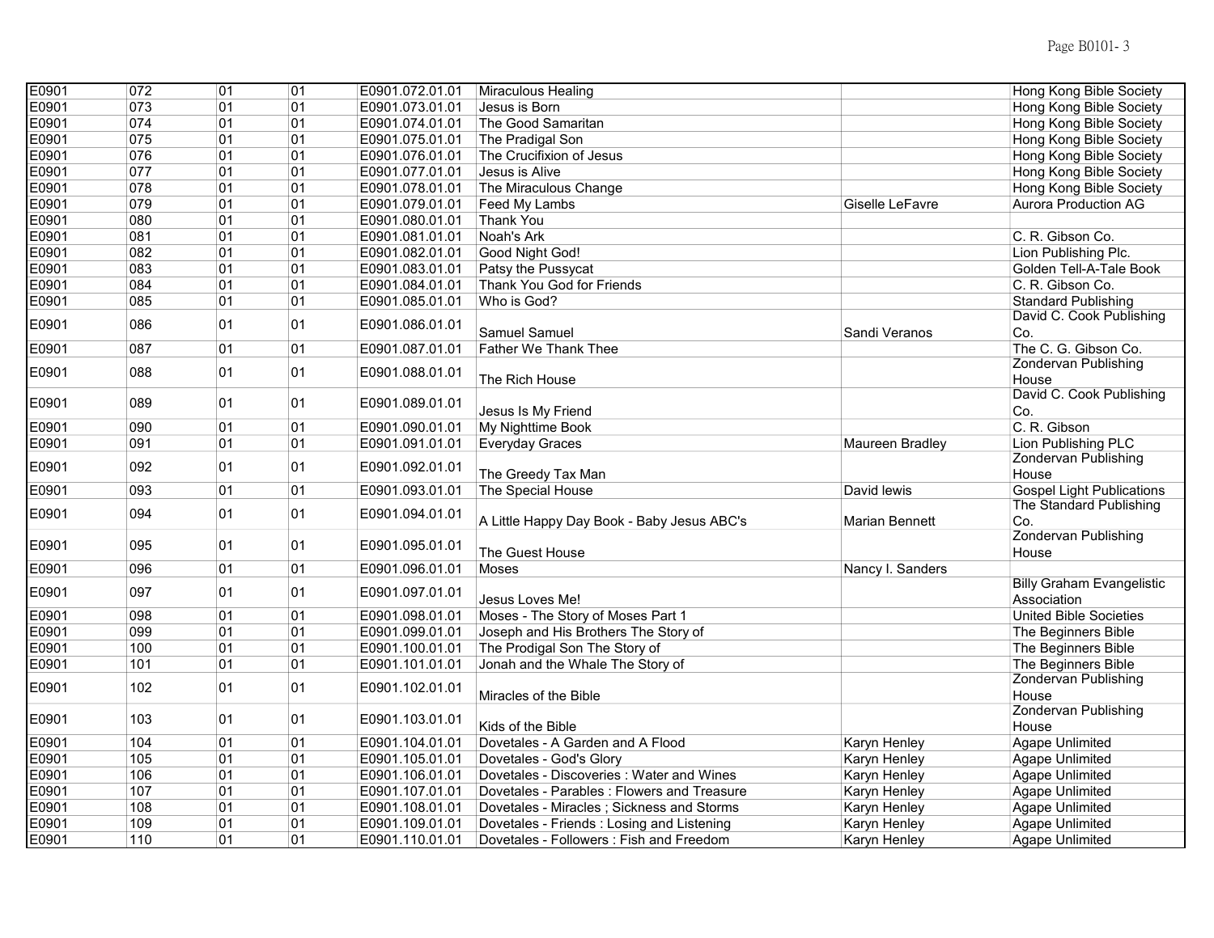| | | | | | | | |
|---|---|---|---|---|---|---|---|
| E0901 | 072 | 01 | 01 | E0901.072.01.01 | Miraculous Healing | | Hong Kong Bible Society |
| E0901 | 073 | 01 | 01 | E0901.073.01.01 | Jesus is Born | | Hong Kong Bible Society |
| E0901 | 074 | 01 | 01 | E0901.074.01.01 | The Good Samaritan | | Hong Kong Bible Society |
| E0901 | 075 | 01 | 01 | E0901.075.01.01 | The Pradigal Son | | Hong Kong Bible Society |
| E0901 | 076 | 01 | 01 | E0901.076.01.01 | The Crucifixion of Jesus | | Hong Kong Bible Society |
| E0901 | 077 | 01 | 01 | E0901.077.01.01 | Jesus is Alive | | Hong Kong Bible Society |
| E0901 | 078 | 01 | 01 | E0901.078.01.01 | The Miraculous Change | | Hong Kong Bible Society |
| E0901 | 079 | 01 | 01 | E0901.079.01.01 | Feed My Lambs | Giselle LeFavre | Aurora Production AG |
| E0901 | 080 | 01 | 01 | E0901.080.01.01 | Thank You | | |
| E0901 | 081 | 01 | 01 | E0901.081.01.01 | Noah's Ark | | C. R. Gibson Co. |
| E0901 | 082 | 01 | 01 | E0901.082.01.01 | Good Night God! | | Lion Publishing Plc. |
| E0901 | 083 | 01 | 01 | E0901.083.01.01 | Patsy the Pussycat | | Golden Tell-A-Tale Book |
| E0901 | 084 | 01 | 01 | E0901.084.01.01 | Thank You God for Friends | | C. R. Gibson Co. |
| E0901 | 085 | 01 | 01 | E0901.085.01.01 | Who is God? | | Standard Publishing |
| E0901 | 086 | 01 | 01 | E0901.086.01.01 | Samuel Samuel | Sandi Veranos | David C. Cook Publishing Co. |
| E0901 | 087 | 01 | 01 | E0901.087.01.01 | Father We Thank Thee | | The C. G. Gibson Co. |
| E0901 | 088 | 01 | 01 | E0901.088.01.01 | The Rich House | | Zondervan Publishing House |
| E0901 | 089 | 01 | 01 | E0901.089.01.01 | Jesus Is My Friend | | David C. Cook Publishing Co. |
| E0901 | 090 | 01 | 01 | E0901.090.01.01 | My Nighttime Book | | C. R. Gibson |
| E0901 | 091 | 01 | 01 | E0901.091.01.01 | Everyday Graces | Maureen Bradley | Lion Publishing PLC |
| E0901 | 092 | 01 | 01 | E0901.092.01.01 | The Greedy Tax Man | | Zondervan Publishing House |
| E0901 | 093 | 01 | 01 | E0901.093.01.01 | The Special House | David lewis | Gospel Light Publications |
| E0901 | 094 | 01 | 01 | E0901.094.01.01 | A Little Happy Day Book - Baby Jesus ABC's | Marian Bennett | The Standard Publishing Co. |
| E0901 | 095 | 01 | 01 | E0901.095.01.01 | The Guest House | | Zondervan Publishing House |
| E0901 | 096 | 01 | 01 | E0901.096.01.01 | Moses | Nancy I. Sanders | |
| E0901 | 097 | 01 | 01 | E0901.097.01.01 | Jesus Loves Me! | | Billy Graham Evangelistic Association |
| E0901 | 098 | 01 | 01 | E0901.098.01.01 | Moses - The Story of Moses Part 1 | | United Bible Societies |
| E0901 | 099 | 01 | 01 | E0901.099.01.01 | Joseph and His Brothers The Story of | | The Beginners Bible |
| E0901 | 100 | 01 | 01 | E0901.100.01.01 | The Prodigal Son The Story of | | The Beginners Bible |
| E0901 | 101 | 01 | 01 | E0901.101.01.01 | Jonah and the Whale The Story of | | The Beginners Bible |
| E0901 | 102 | 01 | 01 | E0901.102.01.01 | Miracles of the Bible | | Zondervan Publishing House |
| E0901 | 103 | 01 | 01 | E0901.103.01.01 | Kids of the Bible | | Zondervan Publishing House |
| E0901 | 104 | 01 | 01 | E0901.104.01.01 | Dovetales - A Garden and A Flood | Karyn Henley | Agape Unlimited |
| E0901 | 105 | 01 | 01 | E0901.105.01.01 | Dovetales - God's Glory | Karyn Henley | Agape Unlimited |
| E0901 | 106 | 01 | 01 | E0901.106.01.01 | Dovetales - Discoveries : Water and Wines | Karyn Henley | Agape Unlimited |
| E0901 | 107 | 01 | 01 | E0901.107.01.01 | Dovetales - Parables : Flowers and Treasure | Karyn Henley | Agape Unlimited |
| E0901 | 108 | 01 | 01 | E0901.108.01.01 | Dovetales - Miracles ; Sickness and Storms | Karyn Henley | Agape Unlimited |
| E0901 | 109 | 01 | 01 | E0901.109.01.01 | Dovetales - Friends : Losing and Listening | Karyn Henley | Agape Unlimited |
| E0901 | 110 | 01 | 01 | E0901.110.01.01 | Dovetales - Followers : Fish and Freedom | Karyn Henley | Agape Unlimited |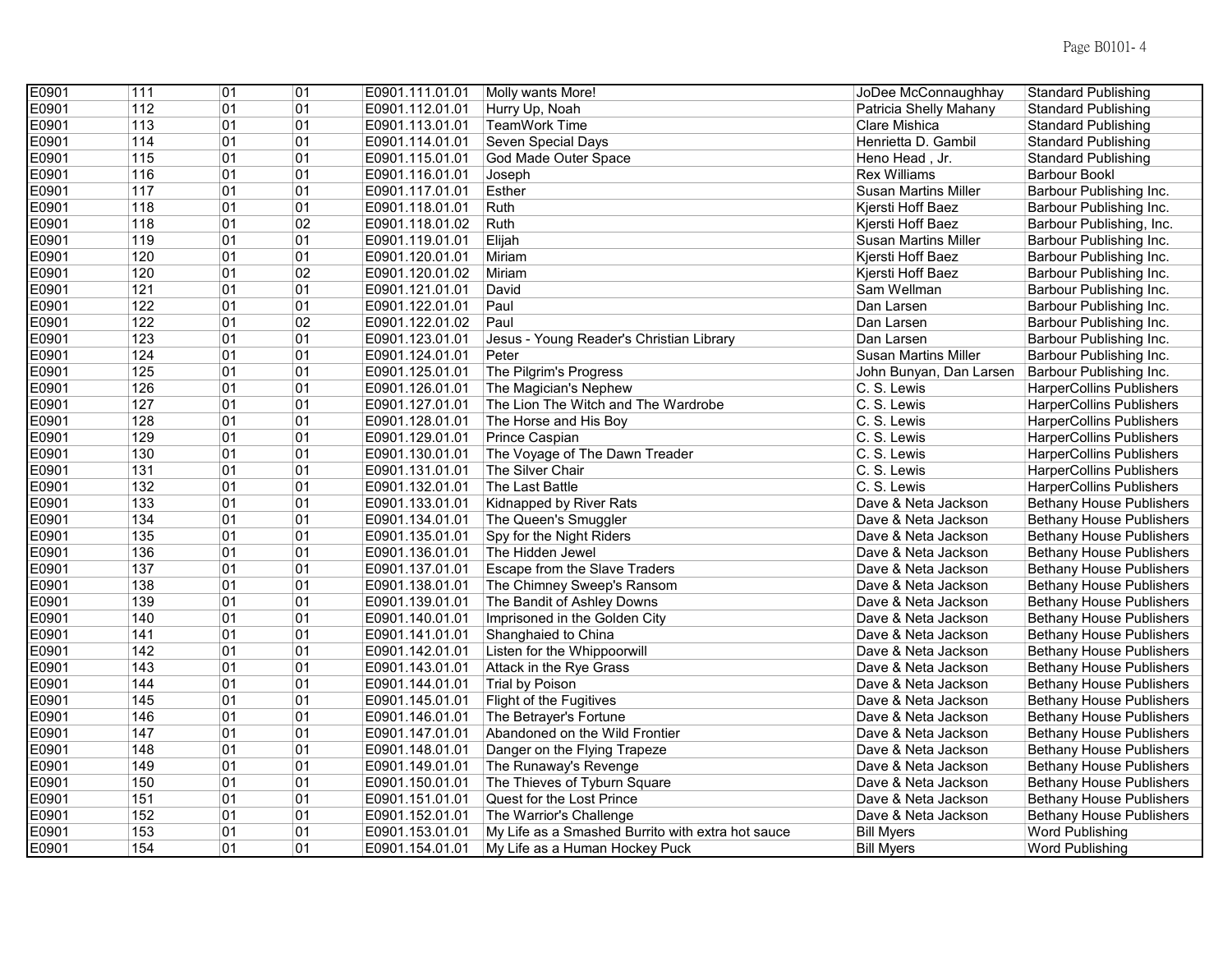| E0901 | 111 | 01 | 01 | E0901.111.01.01 | Molly wants More! | JoDee McConnaughhay | Standard Publishing |
|---|---|---|---|---|---|---|---|
| E0901 | 112 | 01 | 01 | E0901.112.01.01 | Hurry Up, Noah | Patricia Shelly Mahany | Standard Publishing |
| E0901 | 113 | 01 | 01 | E0901.113.01.01 | TeamWork Time | Clare Mishica | Standard Publishing |
| E0901 | 114 | 01 | 01 | E0901.114.01.01 | Seven Special Days | Henrietta D. Gambil | Standard Publishing |
| E0901 | 115 | 01 | 01 | E0901.115.01.01 | God Made Outer Space | Heno Head , Jr. | Standard Publishing |
| E0901 | 116 | 01 | 01 | E0901.116.01.01 | Joseph | Rex Williams | Barbour Bookl |
| E0901 | 117 | 01 | 01 | E0901.117.01.01 | Esther | Susan Martins Miller | Barbour Publishing Inc. |
| E0901 | 118 | 01 | 01 | E0901.118.01.01 | Ruth | Kjersti Hoff Baez | Barbour Publishing Inc. |
| E0901 | 118 | 01 | 02 | E0901.118.01.02 | Ruth | Kjersti Hoff Baez | Barbour Publishing, Inc. |
| E0901 | 119 | 01 | 01 | E0901.119.01.01 | Elijah | Susan Martins Miller | Barbour Publishing Inc. |
| E0901 | 120 | 01 | 01 | E0901.120.01.01 | Miriam | Kjersti Hoff Baez | Barbour Publishing Inc. |
| E0901 | 120 | 01 | 02 | E0901.120.01.02 | Miriam | Kjersti Hoff Baez | Barbour Publishing Inc. |
| E0901 | 121 | 01 | 01 | E0901.121.01.01 | David | Sam Wellman | Barbour Publishing Inc. |
| E0901 | 122 | 01 | 01 | E0901.122.01.01 | Paul | Dan Larsen | Barbour Publishing Inc. |
| E0901 | 122 | 01 | 02 | E0901.122.01.02 | Paul | Dan Larsen | Barbour Publishing Inc. |
| E0901 | 123 | 01 | 01 | E0901.123.01.01 | Jesus - Young Reader's Christian Library | Dan Larsen | Barbour Publishing Inc. |
| E0901 | 124 | 01 | 01 | E0901.124.01.01 | Peter | Susan Martins Miller | Barbour Publishing Inc. |
| E0901 | 125 | 01 | 01 | E0901.125.01.01 | The Pilgrim's Progress | John Bunyan, Dan Larsen | Barbour Publishing Inc. |
| E0901 | 126 | 01 | 01 | E0901.126.01.01 | The Magician's Nephew | C. S. Lewis | HarperCollins Publishers |
| E0901 | 127 | 01 | 01 | E0901.127.01.01 | The Lion The Witch and The Wardrobe | C. S. Lewis | HarperCollins Publishers |
| E0901 | 128 | 01 | 01 | E0901.128.01.01 | The Horse and His Boy | C. S. Lewis | HarperCollins Publishers |
| E0901 | 129 | 01 | 01 | E0901.129.01.01 | Prince Caspian | C. S. Lewis | HarperCollins Publishers |
| E0901 | 130 | 01 | 01 | E0901.130.01.01 | The Voyage of The Dawn Treader | C. S. Lewis | HarperCollins Publishers |
| E0901 | 131 | 01 | 01 | E0901.131.01.01 | The Silver Chair | C. S. Lewis | HarperCollins Publishers |
| E0901 | 132 | 01 | 01 | E0901.132.01.01 | The Last Battle | C. S. Lewis | HarperCollins Publishers |
| E0901 | 133 | 01 | 01 | E0901.133.01.01 | Kidnapped by River Rats | Dave & Neta Jackson | Bethany House Publishers |
| E0901 | 134 | 01 | 01 | E0901.134.01.01 | The Queen's Smuggler | Dave & Neta Jackson | Bethany House Publishers |
| E0901 | 135 | 01 | 01 | E0901.135.01.01 | Spy for the Night Riders | Dave & Neta Jackson | Bethany House Publishers |
| E0901 | 136 | 01 | 01 | E0901.136.01.01 | The Hidden Jewel | Dave & Neta Jackson | Bethany House Publishers |
| E0901 | 137 | 01 | 01 | E0901.137.01.01 | Escape from the Slave Traders | Dave & Neta Jackson | Bethany House Publishers |
| E0901 | 138 | 01 | 01 | E0901.138.01.01 | The Chimney Sweep's Ransom | Dave & Neta Jackson | Bethany House Publishers |
| E0901 | 139 | 01 | 01 | E0901.139.01.01 | The Bandit of Ashley Downs | Dave & Neta Jackson | Bethany House Publishers |
| E0901 | 140 | 01 | 01 | E0901.140.01.01 | Imprisoned in the Golden City | Dave & Neta Jackson | Bethany House Publishers |
| E0901 | 141 | 01 | 01 | E0901.141.01.01 | Shanghaied to China | Dave & Neta Jackson | Bethany House Publishers |
| E0901 | 142 | 01 | 01 | E0901.142.01.01 | Listen for the Whippoorwill | Dave & Neta Jackson | Bethany House Publishers |
| E0901 | 143 | 01 | 01 | E0901.143.01.01 | Attack in the Rye Grass | Dave & Neta Jackson | Bethany House Publishers |
| E0901 | 144 | 01 | 01 | E0901.144.01.01 | Trial by Poison | Dave & Neta Jackson | Bethany House Publishers |
| E0901 | 145 | 01 | 01 | E0901.145.01.01 | Flight of the Fugitives | Dave & Neta Jackson | Bethany House Publishers |
| E0901 | 146 | 01 | 01 | E0901.146.01.01 | The Betrayer's Fortune | Dave & Neta Jackson | Bethany House Publishers |
| E0901 | 147 | 01 | 01 | E0901.147.01.01 | Abandoned on the Wild Frontier | Dave & Neta Jackson | Bethany House Publishers |
| E0901 | 148 | 01 | 01 | E0901.148.01.01 | Danger on the Flying Trapeze | Dave & Neta Jackson | Bethany House Publishers |
| E0901 | 149 | 01 | 01 | E0901.149.01.01 | The Runaway's Revenge | Dave & Neta Jackson | Bethany House Publishers |
| E0901 | 150 | 01 | 01 | E0901.150.01.01 | The Thieves of Tyburn Square | Dave & Neta Jackson | Bethany House Publishers |
| E0901 | 151 | 01 | 01 | E0901.151.01.01 | Quest for the Lost Prince | Dave & Neta Jackson | Bethany House Publishers |
| E0901 | 152 | 01 | 01 | E0901.152.01.01 | The Warrior's Challenge | Dave & Neta Jackson | Bethany House Publishers |
| E0901 | 153 | 01 | 01 | E0901.153.01.01 | My Life as a Smashed Burrito with extra hot sauce | Bill Myers | Word Publishing |
| E0901 | 154 | 01 | 01 | E0901.154.01.01 | My Life as a Human Hockey Puck | Bill Myers | Word Publishing |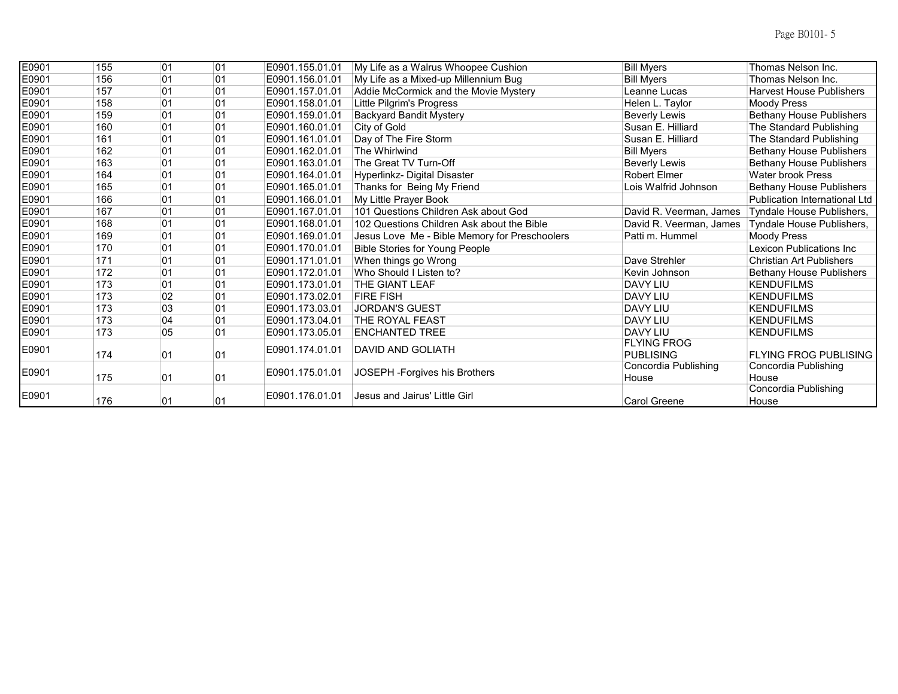| | | | | | | | |
|---|---|---|---|---|---|---|---|
| E0901 | 155 | 01 | 01 | E0901.155.01.01 | My Life as a Walrus Whoopee Cushion | Bill Myers | Thomas Nelson Inc. |
| E0901 | 156 | 01 | 01 | E0901.156.01.01 | My Life as a Mixed-up Millennium Bug | Bill Myers | Thomas Nelson Inc. |
| E0901 | 157 | 01 | 01 | E0901.157.01.01 | Addie McCormick and the Movie Mystery | Leanne Lucas | Harvest House Publishers |
| E0901 | 158 | 01 | 01 | E0901.158.01.01 | Little Pilgrim's Progress | Helen L. Taylor | Moody Press |
| E0901 | 159 | 01 | 01 | E0901.159.01.01 | Backyard Bandit Mystery | Beverly Lewis | Bethany House Publishers |
| E0901 | 160 | 01 | 01 | E0901.160.01.01 | City of Gold | Susan E. Hilliard | The Standard Publishing |
| E0901 | 161 | 01 | 01 | E0901.161.01.01 | Day of The Fire Storm | Susan E. Hilliard | The Standard Publishing |
| E0901 | 162 | 01 | 01 | E0901.162.01.01 | The Whirlwind | Bill Myers | Bethany House Publishers |
| E0901 | 163 | 01 | 01 | E0901.163.01.01 | The Great TV Turn-Off | Beverly Lewis | Bethany House Publishers |
| E0901 | 164 | 01 | 01 | E0901.164.01.01 | Hyperlinkz- Digital Disaster | Robert Elmer | Water brook Press |
| E0901 | 165 | 01 | 01 | E0901.165.01.01 | Thanks for Being My Friend | Lois Walfrid Johnson | Bethany House Publishers |
| E0901 | 166 | 01 | 01 | E0901.166.01.01 | My Little Prayer Book | | Publication International Ltd |
| E0901 | 167 | 01 | 01 | E0901.167.01.01 | 101 Questions Children Ask about God | David R. Veerman, James | Tyndale House Publishers, |
| E0901 | 168 | 01 | 01 | E0901.168.01.01 | 102 Questions Children Ask about the Bible | David R. Veerman, James | Tyndale House Publishers, |
| E0901 | 169 | 01 | 01 | E0901.169.01.01 | Jesus Love Me - Bible Memory for Preschoolers | Patti m. Hummel | Moody Press |
| E0901 | 170 | 01 | 01 | E0901.170.01.01 | Bible Stories for Young People | | Lexicon Publications Inc |
| E0901 | 171 | 01 | 01 | E0901.171.01.01 | When things go Wrong | Dave Strehler | Christian Art Publishers |
| E0901 | 172 | 01 | 01 | E0901.172.01.01 | Who Should I Listen to? | Kevin Johnson | Bethany House Publishers |
| E0901 | 173 | 01 | 01 | E0901.173.01.01 | THE GIANT LEAF | DAVY LIU | KENDUFILMS |
| E0901 | 173 | 02 | 01 | E0901.173.02.01 | FIRE FISH | DAVY LIU | KENDUFILMS |
| E0901 | 173 | 03 | 01 | E0901.173.03.01 | JORDAN'S GUEST | DAVY LIU | KENDUFILMS |
| E0901 | 173 | 04 | 01 | E0901.173.04.01 | THE ROYAL FEAST | DAVY LIU | KENDUFILMS |
| E0901 | 173 | 05 | 01 | E0901.173.05.01 | ENCHANTED TREE | DAVY LIU | KENDUFILMS |
| E0901 | 174 | 01 | 01 | E0901.174.01.01 | DAVID AND GOLIATH | FLYING FROG PUBLISING | FLYING FROG PUBLISING |
| E0901 | 175 | 01 | 01 | E0901.175.01.01 | JOSEPH -Forgives his Brothers | Concordia Publishing House | Concordia Publishing House |
| E0901 | 176 | 01 | 01 | E0901.176.01.01 | Jesus and Jairus' Little Girl | Carol Greene | Concordia Publishing House |